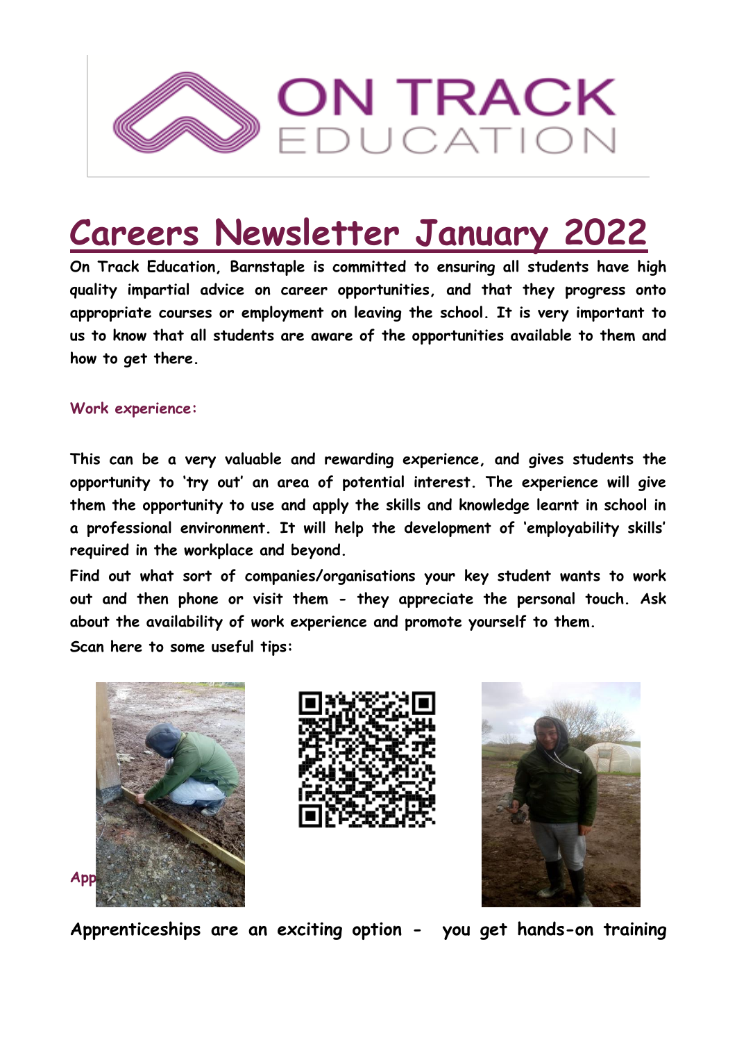ON TRACK EDUCATION

# Careers Newsletter January 2022

**On Track Education, Barnstaple is committed to ensuring all students have high quality impartial advice on career opportunities, and that they progress onto appropriate courses or employment on leaving the school. It is very important to us to know that all students are aware of the opportunities available to them and how to get there.**

## Work experience:

**This can be a very valuable and rewarding experience, and gives students the opportunity to 'try out' an area of potential interest. The experience will give them the opportunity to use and apply the skills and knowledge learnt in school in a professional environment. It will help the development of 'employability skills' required in the workplace and beyond.**

**Find out what sort of companies/organisations your key student wants to work out and then phone or visit them - they appreciate the personal touch. Ask about the availability of work experience and promote yourself to them.**

**Scan here to some useful tips:**

**App**

**Apprenticeships are an exciting option - you get hands-on training**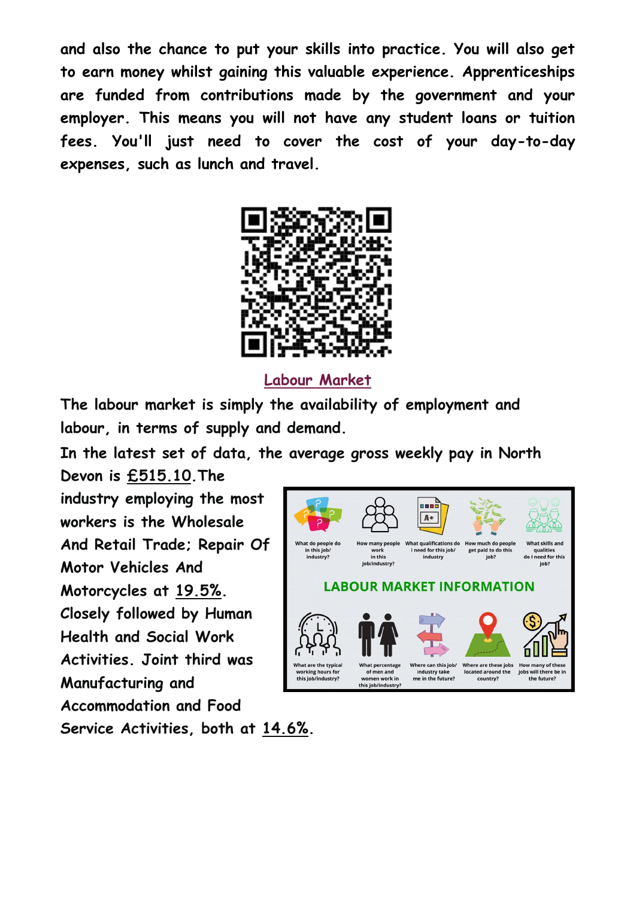and also the chance to put your skills into practice. You will also get to earn money whilst gaining this valuable experience. Apprenticeships are funded from contributions made by the government and your employer. This means you will not have any student loans or tuition fees. You'll just need to cover the cost of your day-to-day expenses, such as lunch and travel.

## Labour Market

The labour market is simply the availability of employment and labour, in terms of supply and demand.

In the latest set of data, the average gross weekly pay in North Devon is £515.10. The industry employing the most workers is the Wholesale And Retail Trade; Repair Of Motor Vehicles And Motorcycles at 19.5%. Closely followed by Human Health and Social Work Activities. Joint third was Manufacturing and Accommodation and Food Service Activities, both at 14.6%.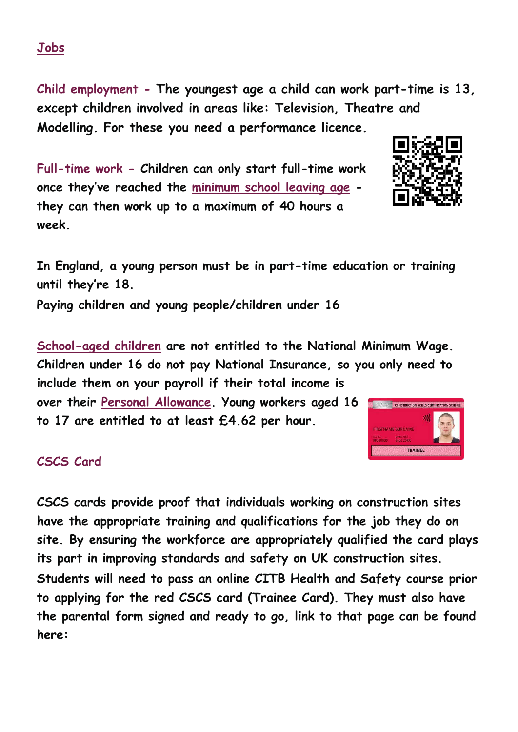## Jobs

**Child employment - The youngest age a child can work part-time is 13, except children involved in areas like: Television, Theatre and Modelling. For these you need a performance licence.**

**Full-time work - Children can only start full-time work once they've reached the minimum school leaving age - they can then work up to a maximum of 40 hours a week.**

**In England, a young person must be in part-time education or training until they're 18.**

Paying children and young people/children under 16

**School-aged children are not entitled to the National Minimum Wage. Children under 16 do not pay National Insurance, so you only need to include them on your payroll if their total income is over their Personal Allowance. Young workers aged 16 to 17 are entitled to at least £4.62 per hour.**

### CSCS Card

**CSCS cards provide proof that individuals working on construction sites have the appropriate training and qualifications for the job they do on site. By ensuring the workforce are appropriately qualified the card plays its part in improving standards and safety on UK construction sites. Students will need to pass an online CITB Health and Safety course prior to applying for the red CSCS card (Trainee Card). They must also have the parental form signed and ready to go, link to that page can be found here:**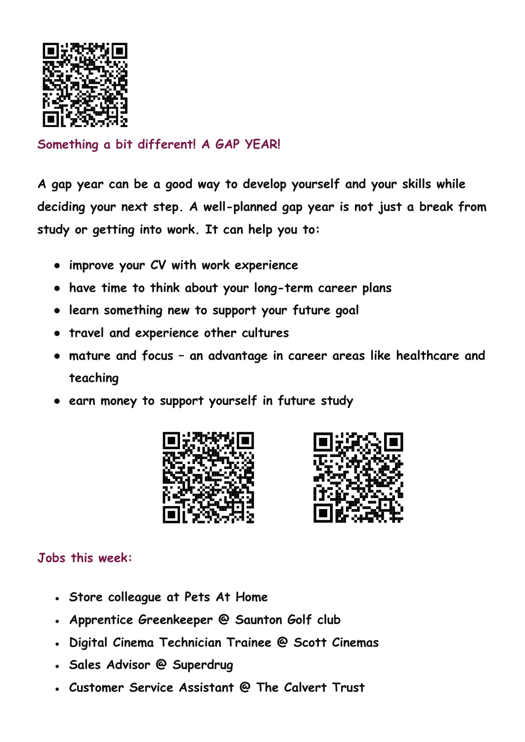## Something a bit different! A GAP YEAR!

A gap year can be a good way to develop yourself and your skills while deciding your next step. A well-planned gap year is not just a break from study or getting into work. It can help you to:

- improve your CV with work experience
- have time to think about your long-term career plans
- learn something new to support your future goal
- travel and experience other cultures
- mature and focus – an advantage in career areas like healthcare and teaching
- earn money to support yourself in future study

## Jobs this week:

- Store colleague at Pets At Home
- Apprentice Greenkeeper @ Saunton Golf club
- Digital Cinema Technician Trainee @ Scott Cinemas
- Sales Advisor @ Superdrug
- Customer Service Assistant @ The Calvert Trust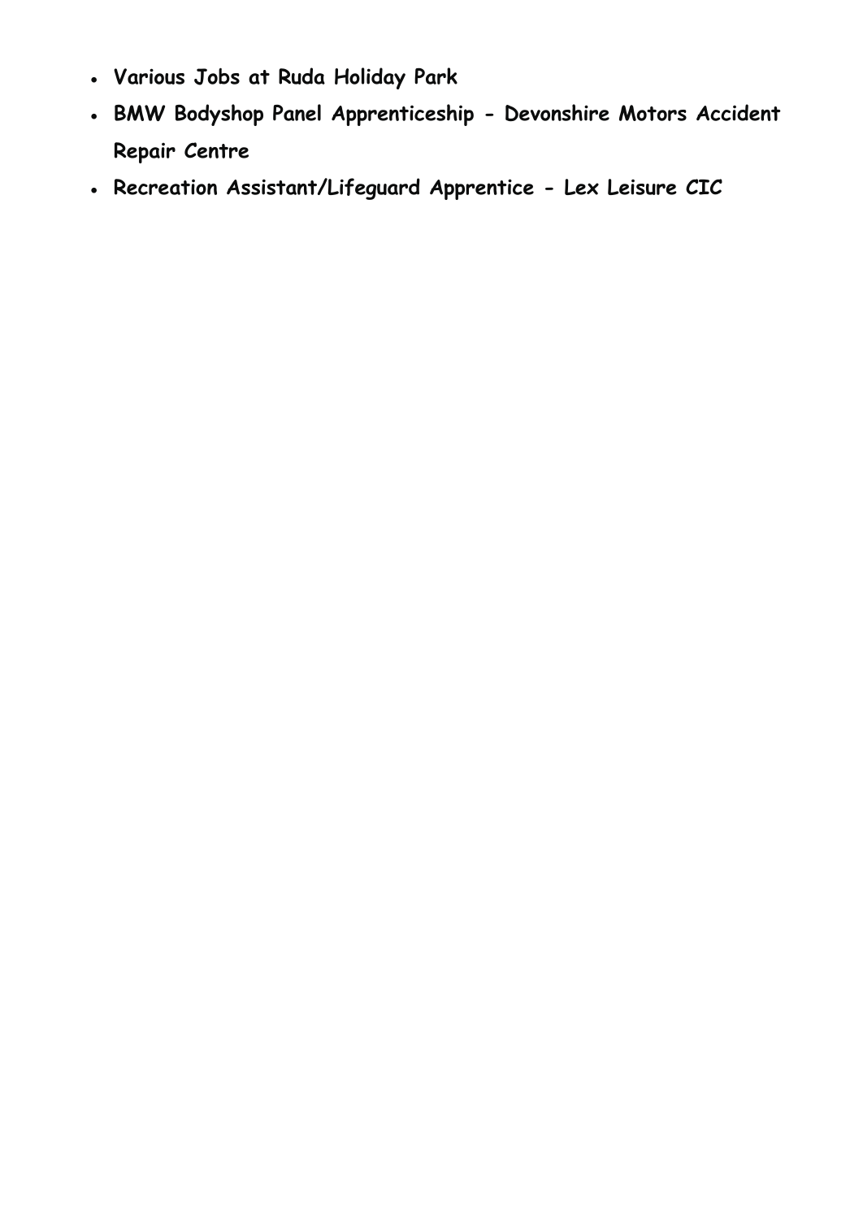- **Various Jobs at Ruda Holiday Park**
- **BMW Bodyshop Panel Apprenticeship - Devonshire Motors Accident Repair Centre**
- **Recreation Assistant/Lifeguard Apprentice - Lex Leisure CIC**